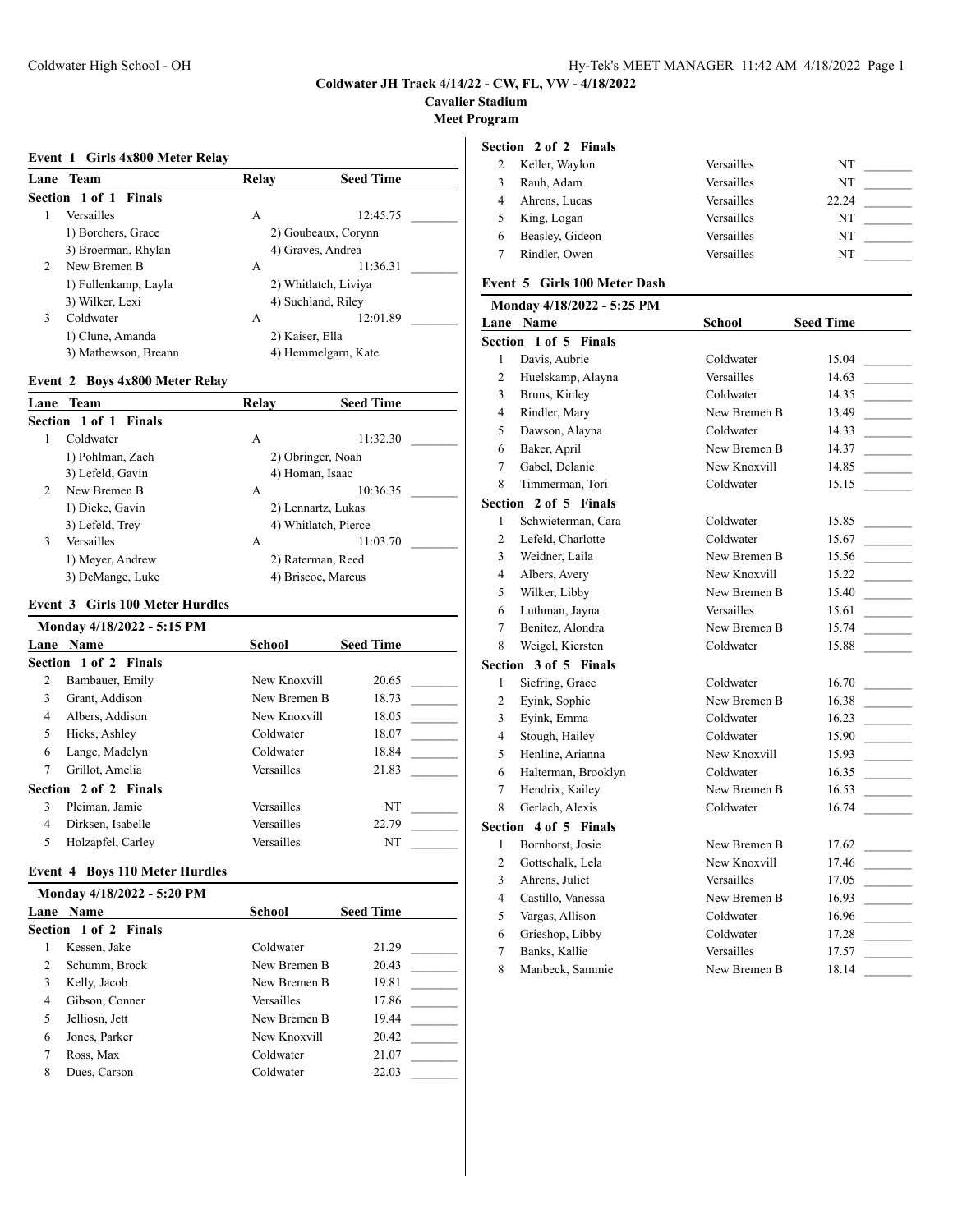# Coldwater JH Track 4/14/22 - CW, FL, VW - 4/18/2022

**Cavalier Stadium**

**Meet Program**

### Event 1 Girls 4x800 Meter Relay

| Lane | Team | Relay | Seed Time |
|---|---|---|---|
| **Section 1 of 1 Finals** | | | |
| 1 | Versailles | A | 12:45.75 |
| | 1) Borchers, Grace | 2) Goubeaux, Corynn | |
| | 3) Broerman, Rhylan | 4) Graves, Andrea | |
| 2 | New Bremen B | A | 11:36.31 |
| | 1) Fullenkamp, Layla | 2) Whitlatch, Liviya | |
| | 3) Wilker, Lexi | 4) Suchland, Riley | |
| 3 | Coldwater | A | 12:01.89 |
| | 1) Clune, Amanda | 2) Kaiser, Ella | |
| | 3) Mathewson, Breann | 4) Hemmelgarn, Kate | |

### Event 2 Boys 4x800 Meter Relay

| Lane | Team | Relay | Seed Time |
|---|---|---|---|
| **Section 1 of 1 Finals** | | | |
| 1 | Coldwater | A | 11:32.30 |
| | 1) Pohlman, Zach | 2) Obringer, Noah | |
| | 3) Lefeld, Gavin | 4) Homan, Isaac | |
| 2 | New Bremen B | A | 10:36.35 |
| | 1) Dicke, Gavin | 2) Lennartz, Lukas | |
| | 3) Lefeld, Trey | 4) Whitlatch, Pierce | |
| 3 | Versailles | A | 11:03.70 |
| | 1) Meyer, Andrew | 2) Raterman, Reed | |
| | 3) DeMange, Luke | 4) Briscoe, Marcus | |

### Event 3 Girls 100 Meter Hurdles

**Monday 4/18/2022 - 5:15 PM**

| Lane | Name | School | Seed Time |
|---|---|---|---|
| **Section 1 of 2 Finals** | | | |
| 2 | Bambauer, Emily | New Knoxvill | 20.65 |
| 3 | Grant, Addison | New Bremen B | 18.73 |
| 4 | Albers, Addison | New Knoxvill | 18.05 |
| 5 | Hicks, Ashley | Coldwater | 18.07 |
| 6 | Lange, Madelyn | Coldwater | 18.84 |
| 7 | Grillot, Amelia | Versailles | 21.83 |
| **Section 2 of 2 Finals** | | | |
| 3 | Pleiman, Jamie | Versailles | NT |
| 4 | Dirksen, Isabelle | Versailles | 22.79 |
| 5 | Holzapfel, Carley | Versailles | NT |

### Event 4 Boys 110 Meter Hurdles

**Monday 4/18/2022 - 5:20 PM**

| Lane | Name | School | Seed Time |
|---|---|---|---|
| **Section 1 of 2 Finals** | | | |
| 1 | Kessen, Jake | Coldwater | 21.29 |
| 2 | Schumm, Brock | New Bremen B | 20.43 |
| 3 | Kelly, Jacob | New Bremen B | 19.81 |
| 4 | Gibson, Conner | Versailles | 17.86 |
| 5 | Jelliosn, Jett | New Bremen B | 19.44 |
| 6 | Jones, Parker | New Knoxvill | 20.42 |
| 7 | Ross, Max | Coldwater | 21.07 |
| 8 | Dues, Carson | Coldwater | 22.03 |
| **Section 2 of 2 Finals** | | | |
| 2 | Keller, Waylon | Versailles | NT |
| 3 | Rauh, Adam | Versailles | NT |
| 4 | Ahrens, Lucas | Versailles | 22.24 |
| 5 | King, Logan | Versailles | NT |
| 6 | Beasley, Gideon | Versailles | NT |
| 7 | Rindler, Owen | Versailles | NT |

### Event 5 Girls 100 Meter Dash

**Monday 4/18/2022 - 5:25 PM**

| Lane | Name | School | Seed Time |
|---|---|---|---|
| **Section 1 of 5 Finals** | | | |
| 1 | Davis, Aubrie | Coldwater | 15.04 |
| 2 | Huelskamp, Alayna | Versailles | 14.63 |
| 3 | Bruns, Kinley | Coldwater | 14.35 |
| 4 | Rindler, Mary | New Bremen B | 13.49 |
| 5 | Dawson, Alayna | Coldwater | 14.33 |
| 6 | Baker, April | New Bremen B | 14.37 |
| 7 | Gabel, Delanie | New Knoxvill | 14.85 |
| 8 | Timmerman, Tori | Coldwater | 15.15 |
| **Section 2 of 5 Finals** | | | |
| 1 | Schwieterman, Cara | Coldwater | 15.85 |
| 2 | Lefeld, Charlotte | Coldwater | 15.67 |
| 3 | Weidner, Laila | New Bremen B | 15.56 |
| 4 | Albers, Avery | New Knoxvill | 15.22 |
| 5 | Wilker, Libby | New Bremen B | 15.40 |
| 6 | Luthman, Jayna | Versailles | 15.61 |
| 7 | Benitez, Alondra | New Bremen B | 15.74 |
| 8 | Weigel, Kiersten | Coldwater | 15.88 |
| **Section 3 of 5 Finals** | | | |
| 1 | Siefring, Grace | Coldwater | 16.70 |
| 2 | Eyink, Sophie | New Bremen B | 16.38 |
| 3 | Eyink, Emma | Coldwater | 16.23 |
| 4 | Stough, Hailey | Coldwater | 15.90 |
| 5 | Henline, Arianna | New Knoxvill | 15.93 |
| 6 | Halterman, Brooklyn | Coldwater | 16.35 |
| 7 | Hendrix, Kailey | New Bremen B | 16.53 |
| 8 | Gerlach, Alexis | Coldwater | 16.74 |
| **Section 4 of 5 Finals** | | | |
| 1 | Bornhorst, Josie | New Bremen B | 17.62 |
| 2 | Gottschalk, Lela | New Knoxvill | 17.46 |
| 3 | Ahrens, Juliet | Versailles | 17.05 |
| 4 | Castillo, Vanessa | New Bremen B | 16.93 |
| 5 | Vargas, Allison | Coldwater | 16.96 |
| 6 | Grieshop, Libby | Coldwater | 17.28 |
| 7 | Banks, Kallie | Versailles | 17.57 |
| 8 | Manbeck, Sammie | New Bremen B | 18.14 |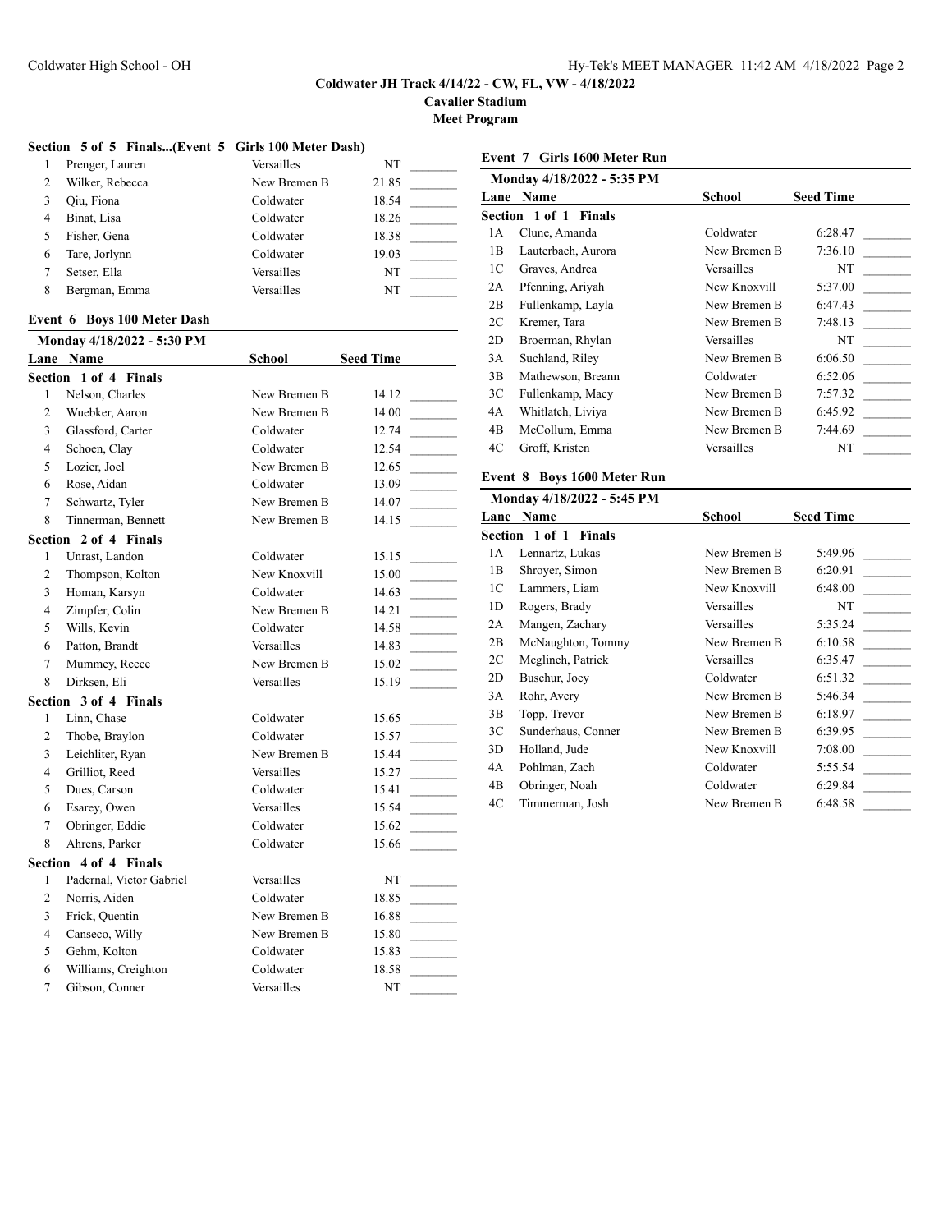# Coldwater JH Track 4/14/22 - CW, FL, VW - 4/18/2022

**Cavalier Stadium**

**Meet Program**

### Section 5 of 5 Finals...(Event 5 Girls 100 Meter Dash)

| Lane | Name | School | Seed Time | |
|---|---|---|---|---|
| 1 | Prenger, Lauren | Versailles | NT | _______ |
| 2 | Wilker, Rebecca | New Bremen B | 21.85 | _______ |
| 3 | Qiu, Fiona | Coldwater | 18.54 | _______ |
| 4 | Binat, Lisa | Coldwater | 18.26 | _______ |
| 5 | Fisher, Gena | Coldwater | 18.38 | _______ |
| 6 | Tare, Jorlynn | Coldwater | 19.03 | _______ |
| 7 | Setser, Ella | Versailles | NT | _______ |
| 8 | Bergman, Emma | Versailles | NT | _______ |

## Event 6 Boys 100 Meter Dash

**Monday 4/18/2022 - 5:30 PM**

| Lane | Name | School | Seed Time | |
|---|---|---|---|---|
| **Section 1 of 4 Finals** | | | | |
| 1 | Nelson, Charles | New Bremen B | 14.12 | _______ |
| 2 | Wuebker, Aaron | New Bremen B | 14.00 | _______ |
| 3 | Glassford, Carter | Coldwater | 12.74 | _______ |
| 4 | Schoen, Clay | Coldwater | 12.54 | _______ |
| 5 | Lozier, Joel | New Bremen B | 12.65 | _______ |
| 6 | Rose, Aidan | Coldwater | 13.09 | _______ |
| 7 | Schwartz, Tyler | New Bremen B | 14.07 | _______ |
| 8 | Tinnerman, Bennett | New Bremen B | 14.15 | _______ |
| **Section 2 of 4 Finals** | | | | |
| 1 | Unrast, Landon | Coldwater | 15.15 | _______ |
| 2 | Thompson, Kolton | New Knoxvill | 15.00 | _______ |
| 3 | Homan, Karsyn | Coldwater | 14.63 | _______ |
| 4 | Zimpfer, Colin | New Bremen B | 14.21 | _______ |
| 5 | Wills, Kevin | Coldwater | 14.58 | _______ |
| 6 | Patton, Brandt | Versailles | 14.83 | _______ |
| 7 | Mummey, Reece | New Bremen B | 15.02 | _______ |
| 8 | Dirksen, Eli | Versailles | 15.19 | _______ |
| **Section 3 of 4 Finals** | | | | |
| 1 | Linn, Chase | Coldwater | 15.65 | _______ |
| 2 | Thobe, Braylon | Coldwater | 15.57 | _______ |
| 3 | Leichliter, Ryan | New Bremen B | 15.44 | _______ |
| 4 | Grilliot, Reed | Versailles | 15.27 | _______ |
| 5 | Dues, Carson | Coldwater | 15.41 | _______ |
| 6 | Esarey, Owen | Versailles | 15.54 | _______ |
| 7 | Obringer, Eddie | Coldwater | 15.62 | _______ |
| 8 | Ahrens, Parker | Coldwater | 15.66 | _______ |
| **Section 4 of 4 Finals** | | | | |
| 1 | Padernal, Victor Gabriel | Versailles | NT | _______ |
| 2 | Norris, Aiden | Coldwater | 18.85 | _______ |
| 3 | Frick, Quentin | New Bremen B | 16.88 | _______ |
| 4 | Canseco, Willy | New Bremen B | 15.80 | _______ |
| 5 | Gehm, Kolton | Coldwater | 15.83 | _______ |
| 6 | Williams, Creighton | Coldwater | 18.58 | _______ |
| 7 | Gibson, Conner | Versailles | NT | _______ |

## Event 7 Girls 1600 Meter Run

**Monday 4/18/2022 - 5:35 PM**

| Lane | Name | School | Seed Time | |
|---|---|---|---|---|
| **Section 1 of 1 Finals** | | | | |
| 1A | Clune, Amanda | Coldwater | 6:28.47 | _______ |
| 1B | Lauterbach, Aurora | New Bremen B | 7:36.10 | _______ |
| 1C | Graves, Andrea | Versailles | NT | _______ |
| 2A | Pfenning, Ariyah | New Knoxvill | 5:37.00 | _______ |
| 2B | Fullenkamp, Layla | New Bremen B | 6:47.43 | _______ |
| 2C | Kremer, Tara | New Bremen B | 7:48.13 | _______ |
| 2D | Broerman, Rhylan | Versailles | NT | _______ |
| 3A | Suchland, Riley | New Bremen B | 6:06.50 | _______ |
| 3B | Mathewson, Breann | Coldwater | 6:52.06 | _______ |
| 3C | Fullenkamp, Macy | New Bremen B | 7:57.32 | _______ |
| 4A | Whitlatch, Liviya | New Bremen B | 6:45.92 | _______ |
| 4B | McCollum, Emma | New Bremen B | 7:44.69 | _______ |
| 4C | Groff, Kristen | Versailles | NT | _______ |

## Event 8 Boys 1600 Meter Run

**Monday 4/18/2022 - 5:45 PM**

| Lane | Name | School | Seed Time | |
|---|---|---|---|---|
| **Section 1 of 1 Finals** | | | | |
| 1A | Lennartz, Lukas | New Bremen B | 5:49.96 | _______ |
| 1B | Shroyer, Simon | New Bremen B | 6:20.91 | _______ |
| 1C | Lammers, Liam | New Knoxvill | 6:48.00 | _______ |
| 1D | Rogers, Brady | Versailles | NT | _______ |
| 2A | Mangen, Zachary | Versailles | 5:35.24 | _______ |
| 2B | McNaughton, Tommy | New Bremen B | 6:10.58 | _______ |
| 2C | Mcglinch, Patrick | Versailles | 6:35.47 | _______ |
| 2D | Buschur, Joey | Coldwater | 6:51.32 | _______ |
| 3A | Rohr, Avery | New Bremen B | 5:46.34 | _______ |
| 3B | Topp, Trevor | New Bremen B | 6:18.97 | _______ |
| 3C | Sunderhaus, Conner | New Bremen B | 6:39.95 | _______ |
| 3D | Holland, Jude | New Knoxvill | 7:08.00 | _______ |
| 4A | Pohlman, Zach | Coldwater | 5:55.54 | _______ |
| 4B | Obringer, Noah | Coldwater | 6:29.84 | _______ |
| 4C | Timmerman, Josh | New Bremen B | 6:48.58 | _______ |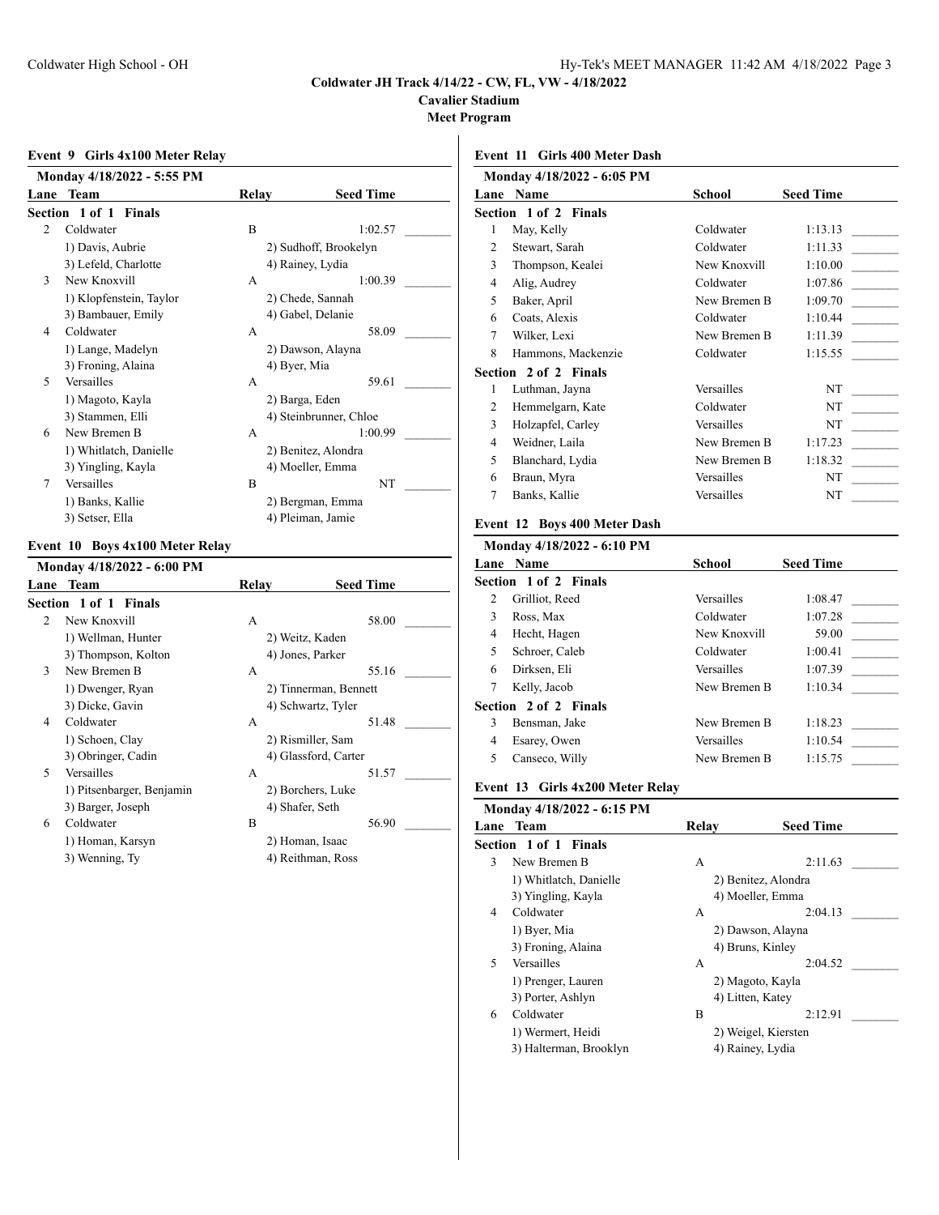## Coldwater JH Track 4/14/22 - CW, FL, VW - 4/18/2022

**Cavalier Stadium**

**Meet Program**

### Event 9 Girls 4x100 Meter Relay

**Monday 4/18/2022 - 5:55 PM**

**Section 1 of 1 Finals**

| Lane | Team | Relay | Seed Time |
|---|---|---|---|
| 2 | Coldwater | B | 1:02.57 |
| | 1) Davis, Aubrie | 2) Sudhoff, Brookelyn | |
| | 3) Lefeld, Charlotte | 4) Rainey, Lydia | |
| 3 | New Knoxvill | A | 1:00.39 |
| | 1) Klopfenstein, Taylor | 2) Chede, Sannah | |
| | 3) Bambauer, Emily | 4) Gabel, Delanie | |
| 4 | Coldwater | A | 58.09 |
| | 1) Lange, Madelyn | 2) Dawson, Alayna | |
| | 3) Froning, Alaina | 4) Byer, Mia | |
| 5 | Versailles | A | 59.61 |
| | 1) Magoto, Kayla | 2) Barga, Eden | |
| | 3) Stammen, Elli | 4) Steinbrunner, Chloe | |
| 6 | New Bremen B | A | 1:00.99 |
| | 1) Whitlatch, Danielle | 2) Benitez, Alondra | |
| | 3) Yingling, Kayla | 4) Moeller, Emma | |
| 7 | Versailles | B | NT |
| | 1) Banks, Kallie | 2) Bergman, Emma | |
| | 3) Setser, Ella | 4) Pleiman, Jamie | |

### Event 10 Boys 4x100 Meter Relay

**Monday 4/18/2022 - 6:00 PM**

**Section 1 of 1 Finals**

| Lane | Team | Relay | Seed Time |
|---|---|---|---|
| 2 | New Knoxvill | A | 58.00 |
| | 1) Wellman, Hunter | 2) Weitz, Kaden | |
| | 3) Thompson, Kolton | 4) Jones, Parker | |
| 3 | New Bremen B | A | 55.16 |
| | 1) Dwenger, Ryan | 2) Tinnerman, Bennett | |
| | 3) Dicke, Gavin | 4) Schwartz, Tyler | |
| 4 | Coldwater | A | 51.48 |
| | 1) Schoen, Clay | 2) Rismiller, Sam | |
| | 3) Obringer, Cadin | 4) Glassford, Carter | |
| 5 | Versailles | A | 51.57 |
| | 1) Pitsenbarger, Benjamin | 2) Borchers, Luke | |
| | 3) Barger, Joseph | 4) Shafer, Seth | |
| 6 | Coldwater | B | 56.90 |
| | 1) Homan, Karsyn | 2) Homan, Isaac | |
| | 3) Wenning, Ty | 4) Reithman, Ross | |

### Event 11 Girls 400 Meter Dash

**Monday 4/18/2022 - 6:05 PM**

**Section 1 of 2 Finals**

| Lane | Name | School | Seed Time |
|---|---|---|---|
| 1 | May, Kelly | Coldwater | 1:13.13 |
| 2 | Stewart, Sarah | Coldwater | 1:11.33 |
| 3 | Thompson, Kealei | New Knoxvill | 1:10.00 |
| 4 | Alig, Audrey | Coldwater | 1:07.86 |
| 5 | Baker, April | New Bremen B | 1:09.70 |
| 6 | Coats, Alexis | Coldwater | 1:10.44 |
| 7 | Wilker, Lexi | New Bremen B | 1:11.39 |
| 8 | Hammons, Mackenzie | Coldwater | 1:15.55 |

**Section 2 of 2 Finals**

| Lane | Name | School | Seed Time |
|---|---|---|---|
| 1 | Luthman, Jayna | Versailles | NT |
| 2 | Hemmelgarn, Kate | Coldwater | NT |
| 3 | Holzapfel, Carley | Versailles | NT |
| 4 | Weidner, Laila | New Bremen B | 1:17.23 |
| 5 | Blanchard, Lydia | New Bremen B | 1:18.32 |
| 6 | Braun, Myra | Versailles | NT |
| 7 | Banks, Kallie | Versailles | NT |

### Event 12 Boys 400 Meter Dash

**Monday 4/18/2022 - 6:10 PM**

**Section 1 of 2 Finals**

| Lane | Name | School | Seed Time |
|---|---|---|---|
| 2 | Grilliot, Reed | Versailles | 1:08.47 |
| 3 | Ross, Max | Coldwater | 1:07.28 |
| 4 | Hecht, Hagen | New Knoxvill | 59.00 |
| 5 | Schroer, Caleb | Coldwater | 1:00.41 |
| 6 | Dirksen, Eli | Versailles | 1:07.39 |
| 7 | Kelly, Jacob | New Bremen B | 1:10.34 |

**Section 2 of 2 Finals**

| Lane | Name | School | Seed Time |
|---|---|---|---|
| 3 | Bensman, Jake | New Bremen B | 1:18.23 |
| 4 | Esarey, Owen | Versailles | 1:10.54 |
| 5 | Canseco, Willy | New Bremen B | 1:15.75 |

### Event 13 Girls 4x200 Meter Relay

**Monday 4/18/2022 - 6:15 PM**

**Section 1 of 1 Finals**

| Lane | Team | Relay | Seed Time |
|---|---|---|---|
| 3 | New Bremen B | A | 2:11.63 |
| | 1) Whitlatch, Danielle | 2) Benitez, Alondra | |
| | 3) Yingling, Kayla | 4) Moeller, Emma | |
| 4 | Coldwater | A | 2:04.13 |
| | 1) Byer, Mia | 2) Dawson, Alayna | |
| | 3) Froning, Alaina | 4) Bruns, Kinley | |
| 5 | Versailles | A | 2:04.52 |
| | 1) Prenger, Lauren | 2) Magoto, Kayla | |
| | 3) Porter, Ashlyn | 4) Litten, Katey | |
| 6 | Coldwater | B | 2:12.91 |
| | 1) Wermert, Heidi | 2) Weigel, Kiersten | |
| | 3) Halterman, Brooklyn | 4) Rainey, Lydia | |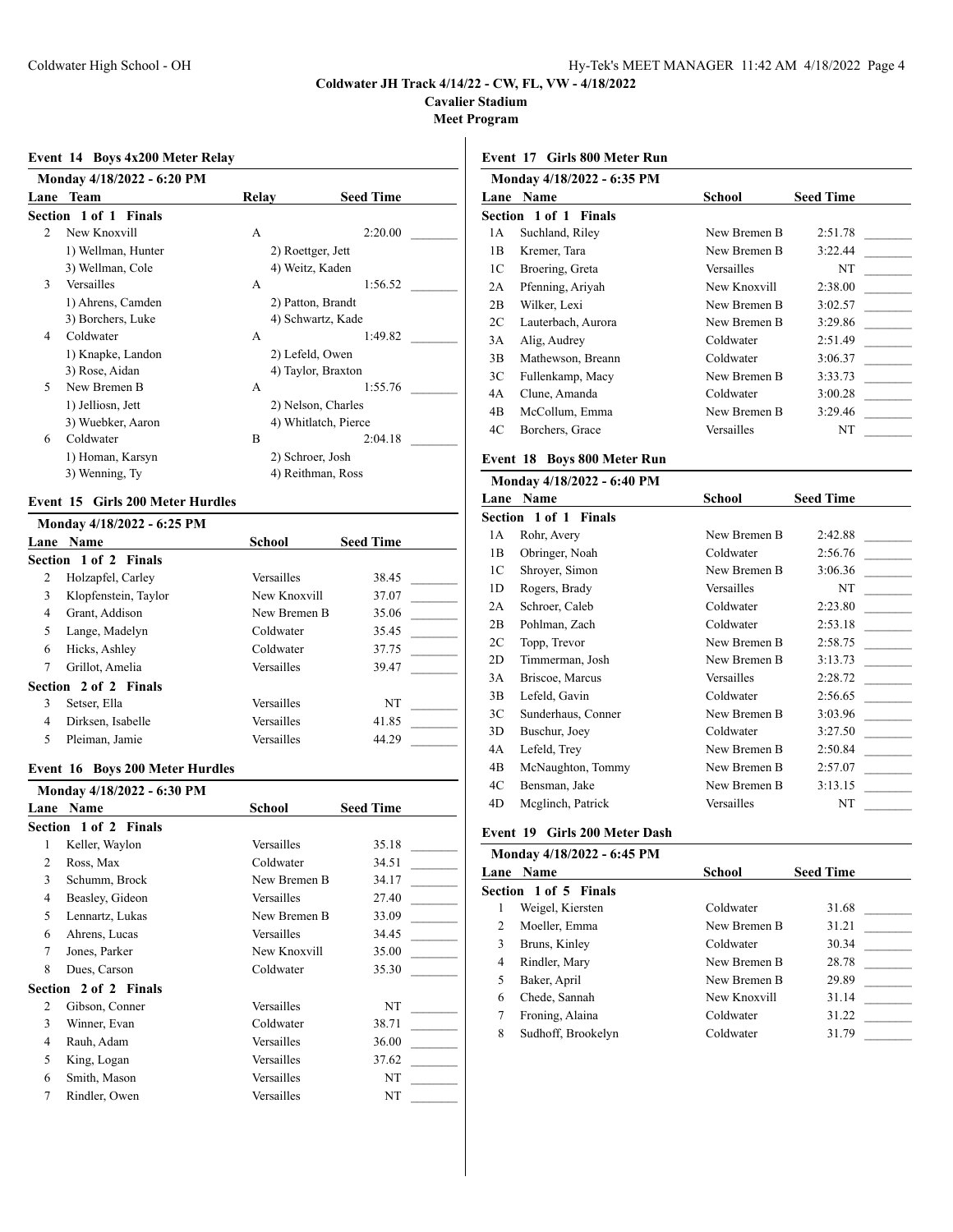# Coldwater JH Track 4/14/22 - CW, FL, VW - 4/18/2022

**Cavalier Stadium**

**Meet Program**

### Event 14 Boys 4x200 Meter Relay

**Monday 4/18/2022 - 6:20 PM**

| Lane | Team | Relay | Seed Time |
|---|---|---|---|
| **Section 1 of 1 Finals** | | | |
| 2 | New Knoxvill | A | 2:20.00 |
| | 1) Wellman, Hunter | 2) Roettger, Jett | |
| | 3) Wellman, Cole | 4) Weitz, Kaden | |
| 3 | Versailles | A | 1:56.52 |
| | 1) Ahrens, Camden | 2) Patton, Brandt | |
| | 3) Borchers, Luke | 4) Schwartz, Kade | |
| 4 | Coldwater | A | 1:49.82 |
| | 1) Knapke, Landon | 2) Lefeld, Owen | |
| | 3) Rose, Aidan | 4) Taylor, Braxton | |
| 5 | New Bremen B | A | 1:55.76 |
| | 1) Jelliosn, Jett | 2) Nelson, Charles | |
| | 3) Wuebker, Aaron | 4) Whitlatch, Pierce | |
| 6 | Coldwater | B | 2:04.18 |
| | 1) Homan, Karsyn | 2) Schroer, Josh | |
| | 3) Wenning, Ty | 4) Reithman, Ross | |

### Event 15 Girls 200 Meter Hurdles

**Monday 4/18/2022 - 6:25 PM**

| Lane | Name | School | Seed Time |
|---|---|---|---|
| **Section 1 of 2 Finals** | | | |
| 2 | Holzapfel, Carley | Versailles | 38.45 |
| 3 | Klopfenstein, Taylor | New Knoxvill | 37.07 |
| 4 | Grant, Addison | New Bremen B | 35.06 |
| 5 | Lange, Madelyn | Coldwater | 35.45 |
| 6 | Hicks, Ashley | Coldwater | 37.75 |
| 7 | Grillot, Amelia | Versailles | 39.47 |
| **Section 2 of 2 Finals** | | | |
| 3 | Setser, Ella | Versailles | NT |
| 4 | Dirksen, Isabelle | Versailles | 41.85 |
| 5 | Pleiman, Jamie | Versailles | 44.29 |

### Event 16 Boys 200 Meter Hurdles

**Monday 4/18/2022 - 6:30 PM**

| Lane | Name | School | Seed Time |
|---|---|---|---|
| **Section 1 of 2 Finals** | | | |
| 1 | Keller, Waylon | Versailles | 35.18 |
| 2 | Ross, Max | Coldwater | 34.51 |
| 3 | Schumm, Brock | New Bremen B | 34.17 |
| 4 | Beasley, Gideon | Versailles | 27.40 |
| 5 | Lennartz, Lukas | New Bremen B | 33.09 |
| 6 | Ahrens, Lucas | Versailles | 34.45 |
| 7 | Jones, Parker | New Knoxvill | 35.00 |
| 8 | Dues, Carson | Coldwater | 35.30 |
| **Section 2 of 2 Finals** | | | |
| 2 | Gibson, Conner | Versailles | NT |
| 3 | Winner, Evan | Coldwater | 38.71 |
| 4 | Rauh, Adam | Versailles | 36.00 |
| 5 | King, Logan | Versailles | 37.62 |
| 6 | Smith, Mason | Versailles | NT |
| 7 | Rindler, Owen | Versailles | NT |

### Event 17 Girls 800 Meter Run

**Monday 4/18/2022 - 6:35 PM**

| Lane | Name | School | Seed Time |
|---|---|---|---|
| **Section 1 of 1 Finals** | | | |
| 1A | Suchland, Riley | New Bremen B | 2:51.78 |
| 1B | Kremer, Tara | New Bremen B | 3:22.44 |
| 1C | Broering, Greta | Versailles | NT |
| 2A | Pfenning, Ariyah | New Knoxvill | 2:38.00 |
| 2B | Wilker, Lexi | New Bremen B | 3:02.57 |
| 2C | Lauterbach, Aurora | New Bremen B | 3:29.86 |
| 3A | Alig, Audrey | Coldwater | 2:51.49 |
| 3B | Mathewson, Breann | Coldwater | 3:06.37 |
| 3C | Fullenkamp, Macy | New Bremen B | 3:33.73 |
| 4A | Clune, Amanda | Coldwater | 3:00.28 |
| 4B | McCollum, Emma | New Bremen B | 3:29.46 |
| 4C | Borchers, Grace | Versailles | NT |

### Event 18 Boys 800 Meter Run

**Monday 4/18/2022 - 6:40 PM**

| Lane | Name | School | Seed Time |
|---|---|---|---|
| **Section 1 of 1 Finals** | | | |
| 1A | Rohr, Avery | New Bremen B | 2:42.88 |
| 1B | Obringer, Noah | Coldwater | 2:56.76 |
| 1C | Shroyer, Simon | New Bremen B | 3:06.36 |
| 1D | Rogers, Brady | Versailles | NT |
| 2A | Schroer, Caleb | Coldwater | 2:23.80 |
| 2B | Pohlman, Zach | Coldwater | 2:53.18 |
| 2C | Topp, Trevor | New Bremen B | 2:58.75 |
| 2D | Timmerman, Josh | New Bremen B | 3:13.73 |
| 3A | Briscoe, Marcus | Versailles | 2:28.72 |
| 3B | Lefeld, Gavin | Coldwater | 2:56.65 |
| 3C | Sunderhaus, Conner | New Bremen B | 3:03.96 |
| 3D | Buschur, Joey | Coldwater | 3:27.50 |
| 4A | Lefeld, Trey | New Bremen B | 2:50.84 |
| 4B | McNaughton, Tommy | New Bremen B | 2:57.07 |
| 4C | Bensman, Jake | New Bremen B | 3:13.15 |
| 4D | Mcglinch, Patrick | Versailles | NT |

### Event 19 Girls 200 Meter Dash

**Monday 4/18/2022 - 6:45 PM**

| Lane | Name | School | Seed Time |
|---|---|---|---|
| **Section 1 of 5 Finals** | | | |
| 1 | Weigel, Kiersten | Coldwater | 31.68 |
| 2 | Moeller, Emma | New Bremen B | 31.21 |
| 3 | Bruns, Kinley | Coldwater | 30.34 |
| 4 | Rindler, Mary | New Bremen B | 28.78 |
| 5 | Baker, April | New Bremen B | 29.89 |
| 6 | Chede, Sannah | New Knoxvill | 31.14 |
| 7 | Froning, Alaina | Coldwater | 31.22 |
| 8 | Sudhoff, Brookelyn | Coldwater | 31.79 |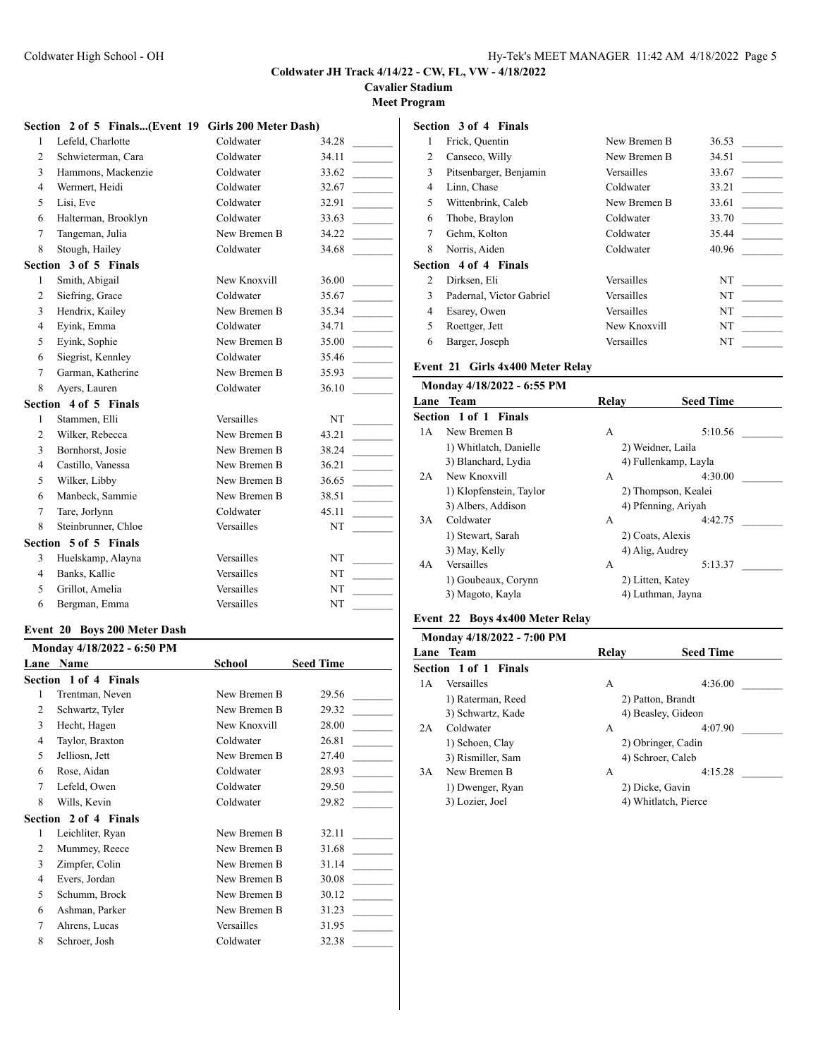# Coldwater JH Track 4/14/22 - CW, FL, VW - 4/18/2022

**Cavalier Stadium**

**Meet Program**

### Section 2 of 5 Finals...(Event 19 Girls 200 Meter Dash)

| Lane | Name | School | Seed Time | |
|---|---|---|---|---|
| 1 | Lefeld, Charlotte | Coldwater | 34.28 | _______ |
| 2 | Schwieterman, Cara | Coldwater | 34.11 | _______ |
| 3 | Hammons, Mackenzie | Coldwater | 33.62 | _______ |
| 4 | Wermert, Heidi | Coldwater | 32.67 | _______ |
| 5 | Lisi, Eve | Coldwater | 32.91 | _______ |
| 6 | Halterman, Brooklyn | Coldwater | 33.63 | _______ |
| 7 | Tangeman, Julia | New Bremen B | 34.22 | _______ |
| 8 | Stough, Hailey | Coldwater | 34.68 | _______ |

### Section 3 of 5 Finals

| Lane | Name | School | Seed Time | |
|---|---|---|---|---|
| 1 | Smith, Abigail | New Knoxvill | 36.00 | _______ |
| 2 | Siefring, Grace | Coldwater | 35.67 | _______ |
| 3 | Hendrix, Kailey | New Bremen B | 35.34 | _______ |
| 4 | Eyink, Emma | Coldwater | 34.71 | _______ |
| 5 | Eyink, Sophie | New Bremen B | 35.00 | _______ |
| 6 | Siegrist, Kennley | Coldwater | 35.46 | _______ |
| 7 | Garman, Katherine | New Bremen B | 35.93 | _______ |
| 8 | Ayers, Lauren | Coldwater | 36.10 | _______ |

### Section 4 of 5 Finals

| Lane | Name | School | Seed Time | |
|---|---|---|---|---|
| 1 | Stammen, Elli | Versailles | NT | _______ |
| 2 | Wilker, Rebecca | New Bremen B | 43.21 | _______ |
| 3 | Bornhorst, Josie | New Bremen B | 38.24 | _______ |
| 4 | Castillo, Vanessa | New Bremen B | 36.21 | _______ |
| 5 | Wilker, Libby | New Bremen B | 36.65 | _______ |
| 6 | Manbeck, Sammie | New Bremen B | 38.51 | _______ |
| 7 | Tare, Jorlynn | Coldwater | 45.11 | _______ |
| 8 | Steinbrunner, Chloe | Versailles | NT | _______ |

### Section 5 of 5 Finals

| Lane | Name | School | Seed Time | |
|---|---|---|---|---|
| 3 | Huelskamp, Alayna | Versailles | NT | _______ |
| 4 | Banks, Kallie | Versailles | NT | _______ |
| 5 | Grillot, Amelia | Versailles | NT | _______ |
| 6 | Bergman, Emma | Versailles | NT | _______ |

## Event 20 Boys 200 Meter Dash

**Monday 4/18/2022 - 6:50 PM**

### Section 1 of 4 Finals

| Lane | Name | School | Seed Time | |
|---|---|---|---|---|
| 1 | Trentman, Neven | New Bremen B | 29.56 | _______ |
| 2 | Schwartz, Tyler | New Bremen B | 29.32 | _______ |
| 3 | Hecht, Hagen | New Knoxvill | 28.00 | _______ |
| 4 | Taylor, Braxton | Coldwater | 26.81 | _______ |
| 5 | Jelliosn, Jett | New Bremen B | 27.40 | _______ |
| 6 | Rose, Aidan | Coldwater | 28.93 | _______ |
| 7 | Lefeld, Owen | Coldwater | 29.50 | _______ |
| 8 | Wills, Kevin | Coldwater | 29.82 | _______ |

### Section 2 of 4 Finals

| Lane | Name | School | Seed Time | |
|---|---|---|---|---|
| 1 | Leichliter, Ryan | New Bremen B | 32.11 | _______ |
| 2 | Mummey, Reece | New Bremen B | 31.68 | _______ |
| 3 | Zimpfer, Colin | New Bremen B | 31.14 | _______ |
| 4 | Evers, Jordan | New Bremen B | 30.08 | _______ |
| 5 | Schumm, Brock | New Bremen B | 30.12 | _______ |
| 6 | Ashman, Parker | New Bremen B | 31.23 | _______ |
| 7 | Ahrens, Lucas | Versailles | 31.95 | _______ |
| 8 | Schroer, Josh | Coldwater | 32.38 | _______ |

### Section 3 of 4 Finals

| Lane | Name | School | Seed Time | |
|---|---|---|---|---|
| 1 | Frick, Quentin | New Bremen B | 36.53 | _______ |
| 2 | Canseco, Willy | New Bremen B | 34.51 | _______ |
| 3 | Pitsenbarger, Benjamin | Versailles | 33.67 | _______ |
| 4 | Linn, Chase | Coldwater | 33.21 | _______ |
| 5 | Wittenbrink, Caleb | New Bremen B | 33.61 | _______ |
| 6 | Thobe, Braylon | Coldwater | 33.70 | _______ |
| 7 | Gehm, Kolton | Coldwater | 35.44 | _______ |
| 8 | Norris, Aiden | Coldwater | 40.96 | _______ |

### Section 4 of 4 Finals

| Lane | Name | School | Seed Time | |
|---|---|---|---|---|
| 2 | Dirksen, Eli | Versailles | NT | _______ |
| 3 | Padernal, Victor Gabriel | Versailles | NT | _______ |
| 4 | Esarey, Owen | Versailles | NT | _______ |
| 5 | Roettger, Jett | New Knoxvill | NT | _______ |
| 6 | Barger, Joseph | Versailles | NT | _______ |

## Event 21 Girls 4x400 Meter Relay

**Monday 4/18/2022 - 6:55 PM**

### Section 1 of 1 Finals

| Lane | Team | Relay | Seed Time | |
|---|---|---|---|---|
| 1A | New Bremen B | A | 5:10.56 | _______ |
| | 1) Whitlatch, Danielle | 2) Weidner, Laila | | |
| | 3) Blanchard, Lydia | 4) Fullenkamp, Layla | | |
| 2A | New Knoxvill | A | 4:30.00 | _______ |
| | 1) Klopfenstein, Taylor | 2) Thompson, Kealei | | |
| | 3) Albers, Addison | 4) Pfenning, Ariyah | | |
| 3A | Coldwater | A | 4:42.75 | _______ |
| | 1) Stewart, Sarah | 2) Coats, Alexis | | |
| | 3) May, Kelly | 4) Alig, Audrey | | |
| 4A | Versailles | A | 5:13.37 | _______ |
| | 1) Goubeaux, Corynn | 2) Litten, Katey | | |
| | 3) Magoto, Kayla | 4) Luthman, Jayna | | |

## Event 22 Boys 4x400 Meter Relay

**Monday 4/18/2022 - 7:00 PM**

### Section 1 of 1 Finals

| Lane | Team | Relay | Seed Time | |
|---|---|---|---|---|
| 1A | Versailles | A | 4:36.00 | _______ |
| | 1) Raterman, Reed | 2) Patton, Brandt | | |
| | 3) Schwartz, Kade | 4) Beasley, Gideon | | |
| 2A | Coldwater | A | 4:07.90 | _______ |
| | 1) Schoen, Clay | 2) Obringer, Cadin | | |
| | 3) Rismiller, Sam | 4) Schroer, Caleb | | |
| 3A | New Bremen B | A | 4:15.28 | _______ |
| | 1) Dwenger, Ryan | 2) Dicke, Gavin | | |
| | 3) Lozier, Joel | 4) Whitlatch, Pierce | | |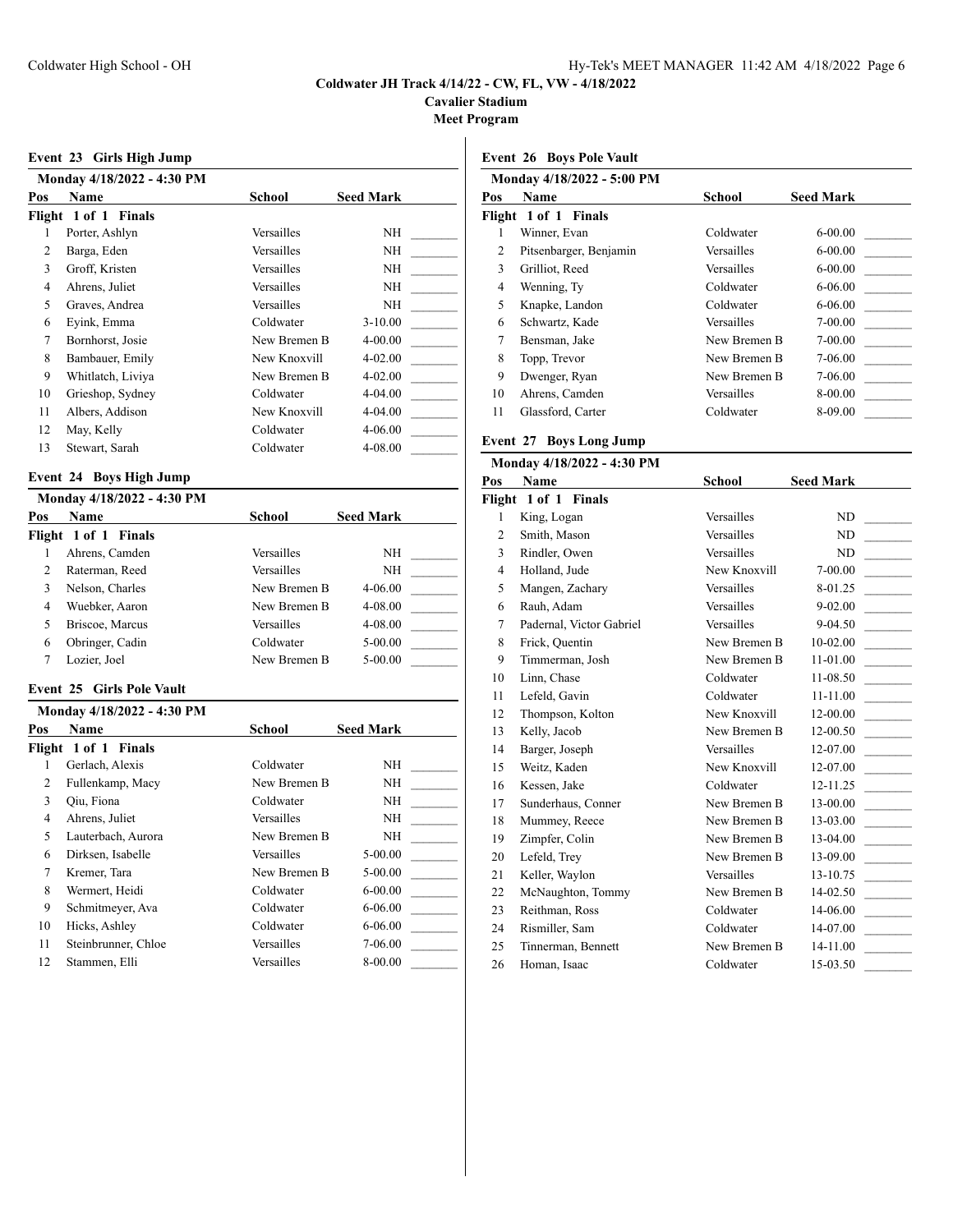# Coldwater JH Track 4/14/22 - CW, FL, VW - 4/18/2022

**Cavalier Stadium**

**Meet Program**

## Event 23 Girls High Jump

Monday 4/18/2022 - 4:30 PM

| Pos | Name | School | Seed Mark | |
|---|---|---|---|---|
| **Flight 1 of 1 Finals** | | | | |
| 1 | Porter, Ashlyn | Versailles | NH | _______ |
| 2 | Barga, Eden | Versailles | NH | _______ |
| 3 | Groff, Kristen | Versailles | NH | _______ |
| 4 | Ahrens, Juliet | Versailles | NH | _______ |
| 5 | Graves, Andrea | Versailles | NH | _______ |
| 6 | Eyink, Emma | Coldwater | 3-10.00 | _______ |
| 7 | Bornhorst, Josie | New Bremen B | 4-00.00 | _______ |
| 8 | Bambauer, Emily | New Knoxvill | 4-02.00 | _______ |
| 9 | Whitlatch, Liviya | New Bremen B | 4-02.00 | _______ |
| 10 | Grieshop, Sydney | Coldwater | 4-04.00 | _______ |
| 11 | Albers, Addison | New Knoxvill | 4-04.00 | _______ |
| 12 | May, Kelly | Coldwater | 4-06.00 | _______ |
| 13 | Stewart, Sarah | Coldwater | 4-08.00 | _______ |

## Event 24 Boys High Jump

Monday 4/18/2022 - 4:30 PM

| Pos | Name | School | Seed Mark | |
|---|---|---|---|---|
| **Flight 1 of 1 Finals** | | | | |
| 1 | Ahrens, Camden | Versailles | NH | _______ |
| 2 | Raterman, Reed | Versailles | NH | _______ |
| 3 | Nelson, Charles | New Bremen B | 4-06.00 | _______ |
| 4 | Wuebker, Aaron | New Bremen B | 4-08.00 | _______ |
| 5 | Briscoe, Marcus | Versailles | 4-08.00 | _______ |
| 6 | Obringer, Cadin | Coldwater | 5-00.00 | _______ |
| 7 | Lozier, Joel | New Bremen B | 5-00.00 | _______ |

## Event 25 Girls Pole Vault

Monday 4/18/2022 - 4:30 PM

| Pos | Name | School | Seed Mark | |
|---|---|---|---|---|
| **Flight 1 of 1 Finals** | | | | |
| 1 | Gerlach, Alexis | Coldwater | NH | _______ |
| 2 | Fullenkamp, Macy | New Bremen B | NH | _______ |
| 3 | Qiu, Fiona | Coldwater | NH | _______ |
| 4 | Ahrens, Juliet | Versailles | NH | _______ |
| 5 | Lauterbach, Aurora | New Bremen B | NH | _______ |
| 6 | Dirksen, Isabelle | Versailles | 5-00.00 | _______ |
| 7 | Kremer, Tara | New Bremen B | 5-00.00 | _______ |
| 8 | Wermert, Heidi | Coldwater | 6-00.00 | _______ |
| 9 | Schmitmeyer, Ava | Coldwater | 6-06.00 | _______ |
| 10 | Hicks, Ashley | Coldwater | 6-06.00 | _______ |
| 11 | Steinbrunner, Chloe | Versailles | 7-06.00 | _______ |
| 12 | Stammen, Elli | Versailles | 8-00.00 | _______ |

## Event 26 Boys Pole Vault

Monday 4/18/2022 - 5:00 PM

| Pos | Name | School | Seed Mark | |
|---|---|---|---|---|
| **Flight 1 of 1 Finals** | | | | |
| 1 | Winner, Evan | Coldwater | 6-00.00 | _______ |
| 2 | Pitsenbarger, Benjamin | Versailles | 6-00.00 | _______ |
| 3 | Grilliot, Reed | Versailles | 6-00.00 | _______ |
| 4 | Wenning, Ty | Coldwater | 6-06.00 | _______ |
| 5 | Knapke, Landon | Coldwater | 6-06.00 | _______ |
| 6 | Schwartz, Kade | Versailles | 7-00.00 | _______ |
| 7 | Bensman, Jake | New Bremen B | 7-00.00 | _______ |
| 8 | Topp, Trevor | New Bremen B | 7-06.00 | _______ |
| 9 | Dwenger, Ryan | New Bremen B | 7-06.00 | _______ |
| 10 | Ahrens, Camden | Versailles | 8-00.00 | _______ |
| 11 | Glassford, Carter | Coldwater | 8-09.00 | _______ |

## Event 27 Boys Long Jump

Monday 4/18/2022 - 4:30 PM

| Pos | Name | School | Seed Mark | |
|---|---|---|---|---|
| **Flight 1 of 1 Finals** | | | | |
| 1 | King, Logan | Versailles | ND | _______ |
| 2 | Smith, Mason | Versailles | ND | _______ |
| 3 | Rindler, Owen | Versailles | ND | _______ |
| 4 | Holland, Jude | New Knoxvill | 7-00.00 | _______ |
| 5 | Mangen, Zachary | Versailles | 8-01.25 | _______ |
| 6 | Rauh, Adam | Versailles | 9-02.00 | _______ |
| 7 | Padernal, Victor Gabriel | Versailles | 9-04.50 | _______ |
| 8 | Frick, Quentin | New Bremen B | 10-02.00 | _______ |
| 9 | Timmerman, Josh | New Bremen B | 11-01.00 | _______ |
| 10 | Linn, Chase | Coldwater | 11-08.50 | _______ |
| 11 | Lefeld, Gavin | Coldwater | 11-11.00 | _______ |
| 12 | Thompson, Kolton | New Knoxvill | 12-00.00 | _______ |
| 13 | Kelly, Jacob | New Bremen B | 12-00.50 | _______ |
| 14 | Barger, Joseph | Versailles | 12-07.00 | _______ |
| 15 | Weitz, Kaden | New Knoxvill | 12-07.00 | _______ |
| 16 | Kessen, Jake | Coldwater | 12-11.25 | _______ |
| 17 | Sunderhaus, Conner | New Bremen B | 13-00.00 | _______ |
| 18 | Mummey, Reece | New Bremen B | 13-03.00 | _______ |
| 19 | Zimpfer, Colin | New Bremen B | 13-04.00 | _______ |
| 20 | Lefeld, Trey | New Bremen B | 13-09.00 | _______ |
| 21 | Keller, Waylon | Versailles | 13-10.75 | _______ |
| 22 | McNaughton, Tommy | New Bremen B | 14-02.50 | _______ |
| 23 | Reithman, Ross | Coldwater | 14-06.00 | _______ |
| 24 | Rismiller, Sam | Coldwater | 14-07.00 | _______ |
| 25 | Tinnerman, Bennett | New Bremen B | 14-11.00 | _______ |
| 26 | Homan, Isaac | Coldwater | 15-03.50 | _______ |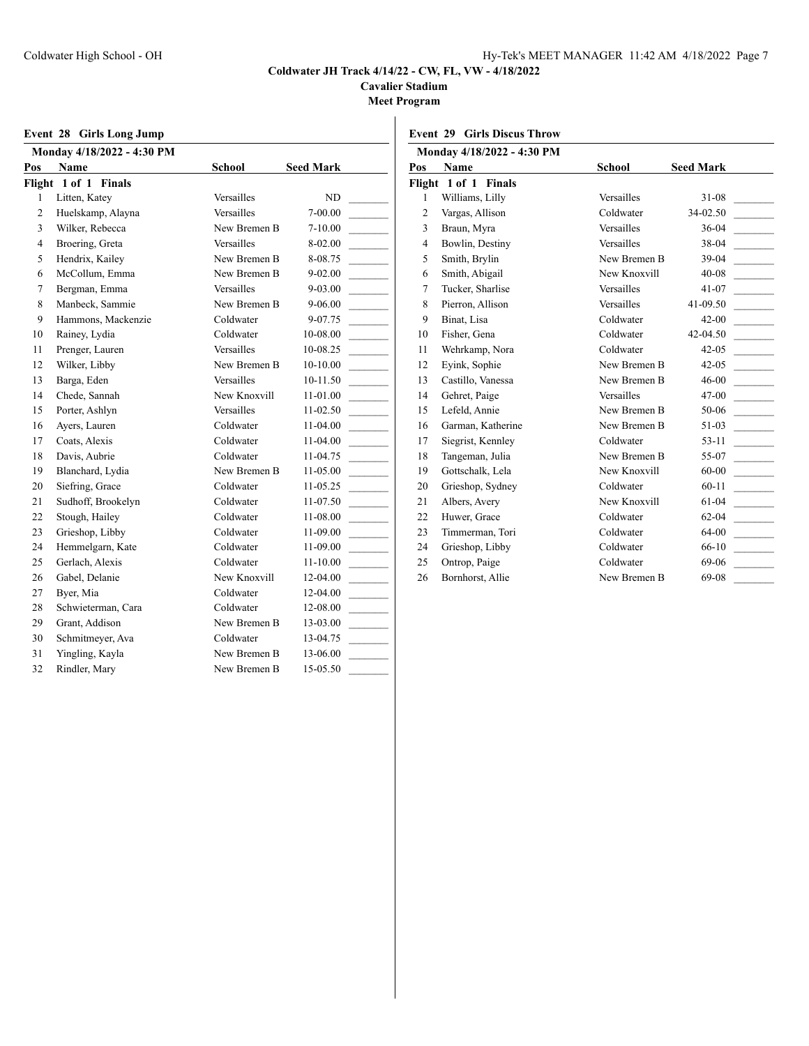Coldwater JH Track 4/14/22 - CW, FL, VW - 4/18/2022

Cavalier Stadium

Meet Program

### Event 28 Girls Long Jump

Monday 4/18/2022 - 4:30 PM

| Pos | Name | School | Seed Mark | |
|---|---|---|---|---|
| **Flight 1 of 1 Finals** | | | | |
| 1 | Litten, Katey | Versailles | ND | _______ |
| 2 | Huelskamp, Alayna | Versailles | 7-00.00 | _______ |
| 3 | Wilker, Rebecca | New Bremen B | 7-10.00 | _______ |
| 4 | Broering, Greta | Versailles | 8-02.00 | _______ |
| 5 | Hendrix, Kailey | New Bremen B | 8-08.75 | _______ |
| 6 | McCollum, Emma | New Bremen B | 9-02.00 | _______ |
| 7 | Bergman, Emma | Versailles | 9-03.00 | _______ |
| 8 | Manbeck, Sammie | New Bremen B | 9-06.00 | _______ |
| 9 | Hammons, Mackenzie | Coldwater | 9-07.75 | _______ |
| 10 | Rainey, Lydia | Coldwater | 10-08.00 | _______ |
| 11 | Prenger, Lauren | Versailles | 10-08.25 | _______ |
| 12 | Wilker, Libby | New Bremen B | 10-10.00 | _______ |
| 13 | Barga, Eden | Versailles | 10-11.50 | _______ |
| 14 | Chede, Sannah | New Knoxvill | 11-01.00 | _______ |
| 15 | Porter, Ashlyn | Versailles | 11-02.50 | _______ |
| 16 | Ayers, Lauren | Coldwater | 11-04.00 | _______ |
| 17 | Coats, Alexis | Coldwater | 11-04.00 | _______ |
| 18 | Davis, Aubrie | Coldwater | 11-04.75 | _______ |
| 19 | Blanchard, Lydia | New Bremen B | 11-05.00 | _______ |
| 20 | Siefring, Grace | Coldwater | 11-05.25 | _______ |
| 21 | Sudhoff, Brookelyn | Coldwater | 11-07.50 | _______ |
| 22 | Stough, Hailey | Coldwater | 11-08.00 | _______ |
| 23 | Grieshop, Libby | Coldwater | 11-09.00 | _______ |
| 24 | Hemmelgarn, Kate | Coldwater | 11-09.00 | _______ |
| 25 | Gerlach, Alexis | Coldwater | 11-10.00 | _______ |
| 26 | Gabel, Delanie | New Knoxvill | 12-04.00 | _______ |
| 27 | Byer, Mia | Coldwater | 12-04.00 | _______ |
| 28 | Schwieterman, Cara | Coldwater | 12-08.00 | _______ |
| 29 | Grant, Addison | New Bremen B | 13-03.00 | _______ |
| 30 | Schmitmeyer, Ava | Coldwater | 13-04.75 | _______ |
| 31 | Yingling, Kayla | New Bremen B | 13-06.00 | _______ |
| 32 | Rindler, Mary | New Bremen B | 15-05.50 | _______ |

### Event 29 Girls Discus Throw

Monday 4/18/2022 - 4:30 PM

| Pos | Name | School | Seed Mark | |
|---|---|---|---|---|
| **Flight 1 of 1 Finals** | | | | |
| 1 | Williams, Lilly | Versailles | 31-08 | _______ |
| 2 | Vargas, Allison | Coldwater | 34-02.50 | _______ |
| 3 | Braun, Myra | Versailles | 36-04 | _______ |
| 4 | Bowlin, Destiny | Versailles | 38-04 | _______ |
| 5 | Smith, Brylin | New Bremen B | 39-04 | _______ |
| 6 | Smith, Abigail | New Knoxvill | 40-08 | _______ |
| 7 | Tucker, Sharlise | Versailles | 41-07 | _______ |
| 8 | Pierron, Allison | Versailles | 41-09.50 | _______ |
| 9 | Binat, Lisa | Coldwater | 42-00 | _______ |
| 10 | Fisher, Gena | Coldwater | 42-04.50 | _______ |
| 11 | Wehrkamp, Nora | Coldwater | 42-05 | _______ |
| 12 | Eyink, Sophie | New Bremen B | 42-05 | _______ |
| 13 | Castillo, Vanessa | New Bremen B | 46-00 | _______ |
| 14 | Gehret, Paige | Versailles | 47-00 | _______ |
| 15 | Lefeld, Annie | New Bremen B | 50-06 | _______ |
| 16 | Garman, Katherine | New Bremen B | 51-03 | _______ |
| 17 | Siegrist, Kennley | Coldwater | 53-11 | _______ |
| 18 | Tangeman, Julia | New Bremen B | 55-07 | _______ |
| 19 | Gottschalk, Lela | New Knoxvill | 60-00 | _______ |
| 20 | Grieshop, Sydney | Coldwater | 60-11 | _______ |
| 21 | Albers, Avery | New Knoxvill | 61-04 | _______ |
| 22 | Huwer, Grace | Coldwater | 62-04 | _______ |
| 23 | Timmerman, Tori | Coldwater | 64-00 | _______ |
| 24 | Grieshop, Libby | Coldwater | 66-10 | _______ |
| 25 | Ontrop, Paige | Coldwater | 69-06 | _______ |
| 26 | Bornhorst, Allie | New Bremen B | 69-08 | _______ |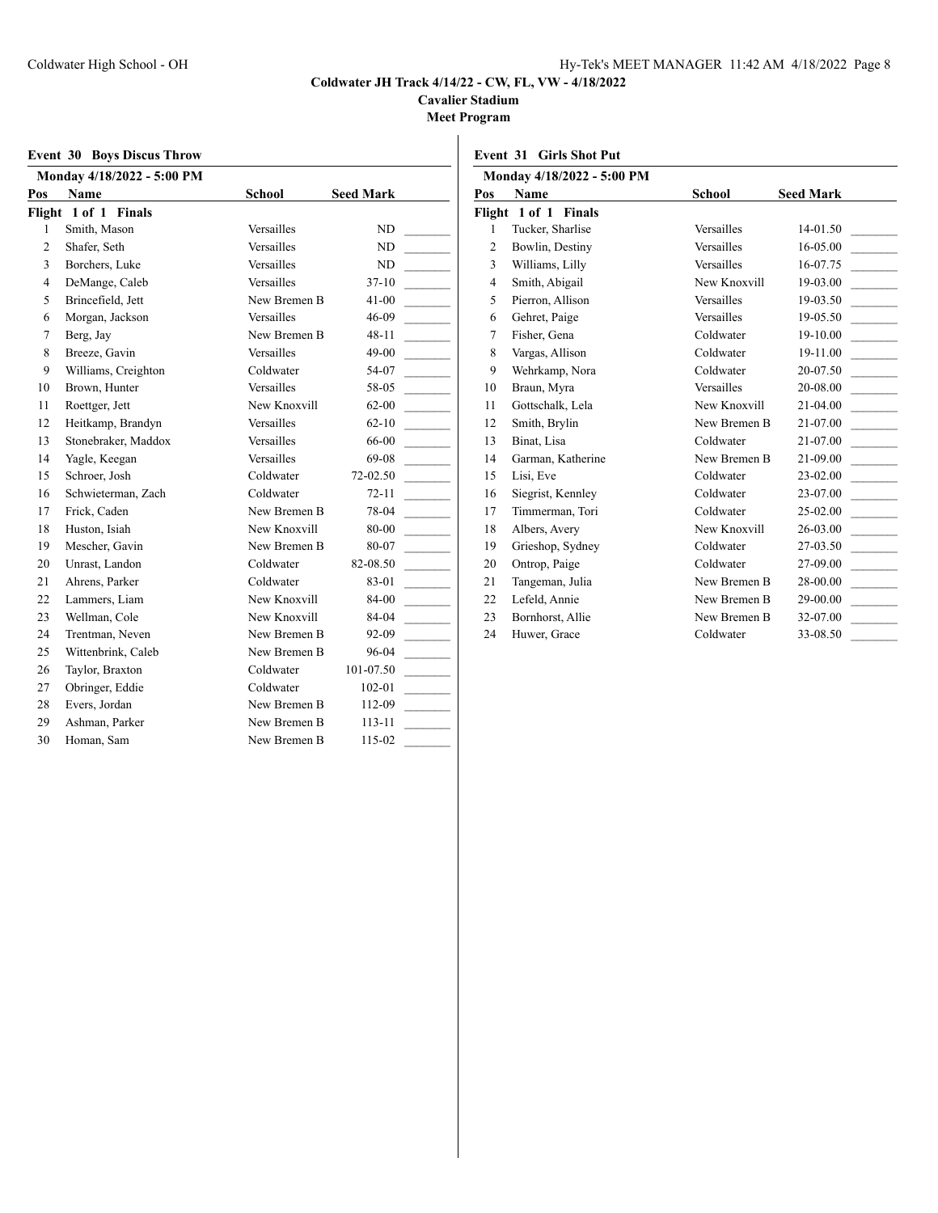**Coldwater JH Track 4/14/22 - CW, FL, VW - 4/18/2022**

**Cavalier Stadium**

**Meet Program**

### Event 30 Boys Discus Throw

**Monday 4/18/2022 - 5:00 PM**

| Pos | Name | School | Seed Mark | |
|---|---|---|---|---|
| **Flight 1 of 1 Finals** | | | | |
| 1 | Smith, Mason | Versailles | ND | _______ |
| 2 | Shafer, Seth | Versailles | ND | _______ |
| 3 | Borchers, Luke | Versailles | ND | _______ |
| 4 | DeMange, Caleb | Versailles | 37-10 | _______ |
| 5 | Brincefield, Jett | New Bremen B | 41-00 | _______ |
| 6 | Morgan, Jackson | Versailles | 46-09 | _______ |
| 7 | Berg, Jay | New Bremen B | 48-11 | _______ |
| 8 | Breeze, Gavin | Versailles | 49-00 | _______ |
| 9 | Williams, Creighton | Coldwater | 54-07 | _______ |
| 10 | Brown, Hunter | Versailles | 58-05 | _______ |
| 11 | Roettger, Jett | New Knoxvill | 62-00 | _______ |
| 12 | Heitkamp, Brandyn | Versailles | 62-10 | _______ |
| 13 | Stonebraker, Maddox | Versailles | 66-00 | _______ |
| 14 | Yagle, Keegan | Versailles | 69-08 | _______ |
| 15 | Schroer, Josh | Coldwater | 72-02.50 | _______ |
| 16 | Schwieterman, Zach | Coldwater | 72-11 | _______ |
| 17 | Frick, Caden | New Bremen B | 78-04 | _______ |
| 18 | Huston, Isiah | New Knoxvill | 80-00 | _______ |
| 19 | Mescher, Gavin | New Bremen B | 80-07 | _______ |
| 20 | Unrast, Landon | Coldwater | 82-08.50 | _______ |
| 21 | Ahrens, Parker | Coldwater | 83-01 | _______ |
| 22 | Lammers, Liam | New Knoxvill | 84-00 | _______ |
| 23 | Wellman, Cole | New Knoxvill | 84-04 | _______ |
| 24 | Trentman, Neven | New Bremen B | 92-09 | _______ |
| 25 | Wittenbrink, Caleb | New Bremen B | 96-04 | _______ |
| 26 | Taylor, Braxton | Coldwater | 101-07.50 | _______ |
| 27 | Obringer, Eddie | Coldwater | 102-01 | _______ |
| 28 | Evers, Jordan | New Bremen B | 112-09 | _______ |
| 29 | Ashman, Parker | New Bremen B | 113-11 | _______ |
| 30 | Homan, Sam | New Bremen B | 115-02 | _______ |

### Event 31 Girls Shot Put

**Monday 4/18/2022 - 5:00 PM**

| Pos | Name | School | Seed Mark | |
|---|---|---|---|---|
| **Flight 1 of 1 Finals** | | | | |
| 1 | Tucker, Sharlise | Versailles | 14-01.50 | _______ |
| 2 | Bowlin, Destiny | Versailles | 16-05.00 | _______ |
| 3 | Williams, Lilly | Versailles | 16-07.75 | _______ |
| 4 | Smith, Abigail | New Knoxvill | 19-03.00 | _______ |
| 5 | Pierron, Allison | Versailles | 19-03.50 | _______ |
| 6 | Gehret, Paige | Versailles | 19-05.50 | _______ |
| 7 | Fisher, Gena | Coldwater | 19-10.00 | _______ |
| 8 | Vargas, Allison | Coldwater | 19-11.00 | _______ |
| 9 | Wehrkamp, Nora | Coldwater | 20-07.50 | _______ |
| 10 | Braun, Myra | Versailles | 20-08.00 | _______ |
| 11 | Gottschalk, Lela | New Knoxvill | 21-04.00 | _______ |
| 12 | Smith, Brylin | New Bremen B | 21-07.00 | _______ |
| 13 | Binat, Lisa | Coldwater | 21-07.00 | _______ |
| 14 | Garman, Katherine | New Bremen B | 21-09.00 | _______ |
| 15 | Lisi, Eve | Coldwater | 23-02.00 | _______ |
| 16 | Siegrist, Kennley | Coldwater | 23-07.00 | _______ |
| 17 | Timmerman, Tori | Coldwater | 25-02.00 | _______ |
| 18 | Albers, Avery | New Knoxvill | 26-03.00 | _______ |
| 19 | Grieshop, Sydney | Coldwater | 27-03.50 | _______ |
| 20 | Ontrop, Paige | Coldwater | 27-09.00 | _______ |
| 21 | Tangeman, Julia | New Bremen B | 28-00.00 | _______ |
| 22 | Lefeld, Annie | New Bremen B | 29-00.00 | _______ |
| 23 | Bornhorst, Allie | New Bremen B | 32-07.00 | _______ |
| 24 | Huwer, Grace | Coldwater | 33-08.50 | _______ |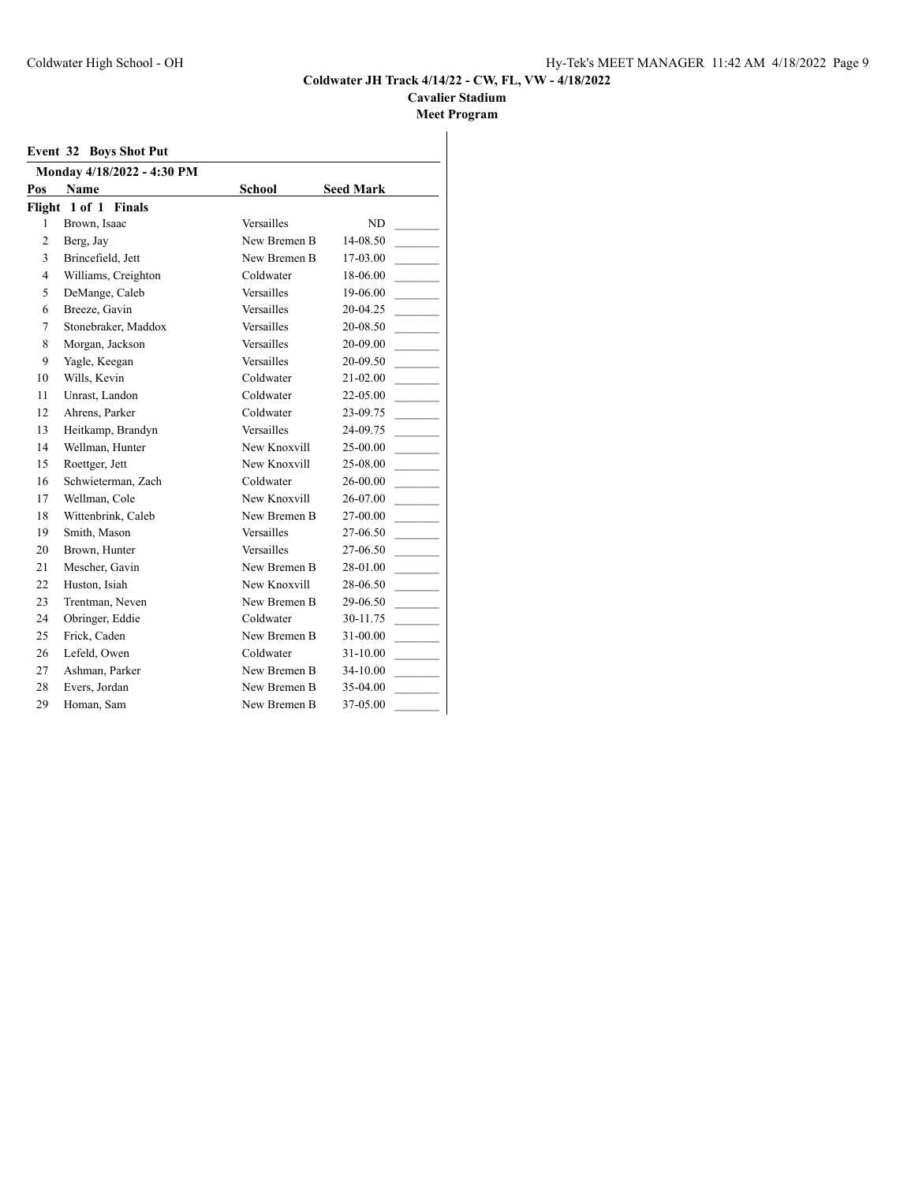**Coldwater JH Track 4/14/22 - CW, FL, VW - 4/18/2022**

**Cavalier Stadium**

**Meet Program**

### Event 32 Boys Shot Put

**Monday 4/18/2022 - 4:30 PM**

| Pos | Name | School | Seed Mark | |
|---|---|---|---|---|
| **Flight 1 of 1 Finals** | | | | |
| 1 | Brown, Isaac | Versailles | ND | _______ |
| 2 | Berg, Jay | New Bremen B | 14-08.50 | _______ |
| 3 | Brincefield, Jett | New Bremen B | 17-03.00 | _______ |
| 4 | Williams, Creighton | Coldwater | 18-06.00 | _______ |
| 5 | DeMange, Caleb | Versailles | 19-06.00 | _______ |
| 6 | Breeze, Gavin | Versailles | 20-04.25 | _______ |
| 7 | Stonebraker, Maddox | Versailles | 20-08.50 | _______ |
| 8 | Morgan, Jackson | Versailles | 20-09.00 | _______ |
| 9 | Yagle, Keegan | Versailles | 20-09.50 | _______ |
| 10 | Wills, Kevin | Coldwater | 21-02.00 | _______ |
| 11 | Unrast, Landon | Coldwater | 22-05.00 | _______ |
| 12 | Ahrens, Parker | Coldwater | 23-09.75 | _______ |
| 13 | Heitkamp, Brandyn | Versailles | 24-09.75 | _______ |
| 14 | Wellman, Hunter | New Knoxvill | 25-00.00 | _______ |
| 15 | Roettger, Jett | New Knoxvill | 25-08.00 | _______ |
| 16 | Schwieterman, Zach | Coldwater | 26-00.00 | _______ |
| 17 | Wellman, Cole | New Knoxvill | 26-07.00 | _______ |
| 18 | Wittenbrink, Caleb | New Bremen B | 27-00.00 | _______ |
| 19 | Smith, Mason | Versailles | 27-06.50 | _______ |
| 20 | Brown, Hunter | Versailles | 27-06.50 | _______ |
| 21 | Mescher, Gavin | New Bremen B | 28-01.00 | _______ |
| 22 | Huston, Isiah | New Knoxvill | 28-06.50 | _______ |
| 23 | Trentman, Neven | New Bremen B | 29-06.50 | _______ |
| 24 | Obringer, Eddie | Coldwater | 30-11.75 | _______ |
| 25 | Frick, Caden | New Bremen B | 31-00.00 | _______ |
| 26 | Lefeld, Owen | Coldwater | 31-10.00 | _______ |
| 27 | Ashman, Parker | New Bremen B | 34-10.00 | _______ |
| 28 | Evers, Jordan | New Bremen B | 35-04.00 | _______ |
| 29 | Homan, Sam | New Bremen B | 37-05.00 | _______ |